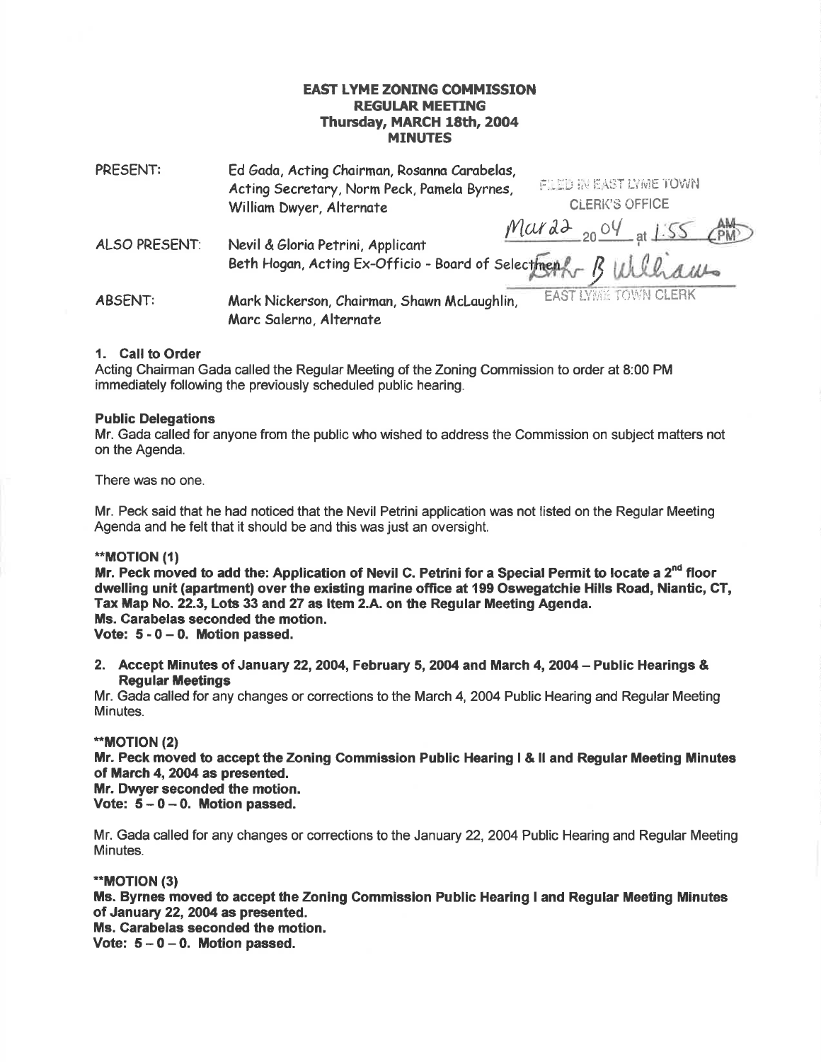# EAST LYME ZONING COMMISSION
## REGULAR MEETING
## Thursday, MARCH 18th, 2004
## MINUTES

PRESENT: Ed Gada, Acting Chairman, Rosanna Carabelas, Acting Secretary, Norm Peck, Pamela Byrnes, William Dwyer, Alternate

FILED IN EAST LYME TOWN CLERK'S OFFICE
Mar 22 20 04 at 1:55 PM
Beth B Williams
EAST LYME TOWN CLERK

ALSO PRESENT: Nevil & Gloria Petrini, Applicant
Beth Hogan, Acting Ex-Officio - Board of Selectmen

ABSENT: Mark Nickerson, Chairman, Shawn McLaughlin, Marc Salerno, Alternate

**1. Call to Order**

Acting Chairman Gada called the Regular Meeting of the Zoning Commission to order at 8:00 PM immediately following the previously scheduled public hearing.

**Public Delegations**

Mr. Gada called for anyone from the public who wished to address the Commission on subject matters not on the Agenda.

There was no one.

Mr. Peck said that he had noticed that the Nevil Petrini application was not listed on the Regular Meeting Agenda and he felt that it should be and this was just an oversight.

**\*\*MOTION (1)**

**Mr. Peck moved to add the: Application of Nevil C. Petrini for a Special Permit to locate a 2nd floor dwelling unit (apartment) over the existing marine office at 199 Oswegatchie Hills Road, Niantic, CT, Tax Map No. 22.3, Lots 33 and 27 as Item 2.A. on the Regular Meeting Agenda.**
**Ms. Carabelas seconded the motion.**
**Vote: 5 - 0 – 0. Motion passed.**

**2. Accept Minutes of January 22, 2004, February 5, 2004 and March 4, 2004 – Public Hearings & Regular Meetings**

Mr. Gada called for any changes or corrections to the March 4, 2004 Public Hearing and Regular Meeting Minutes.

**\*\*MOTION (2)**

**Mr. Peck moved to accept the Zoning Commission Public Hearing I & II and Regular Meeting Minutes of March 4, 2004 as presented.**
**Mr. Dwyer seconded the motion.**
**Vote: 5 – 0 – 0. Motion passed.**

Mr. Gada called for any changes or corrections to the January 22, 2004 Public Hearing and Regular Meeting Minutes.

**\*\*MOTION (3)**

**Ms. Byrnes moved to accept the Zoning Commission Public Hearing I and Regular Meeting Minutes of January 22, 2004 as presented.**
**Ms. Carabelas seconded the motion.**
**Vote: 5 – 0 – 0. Motion passed.**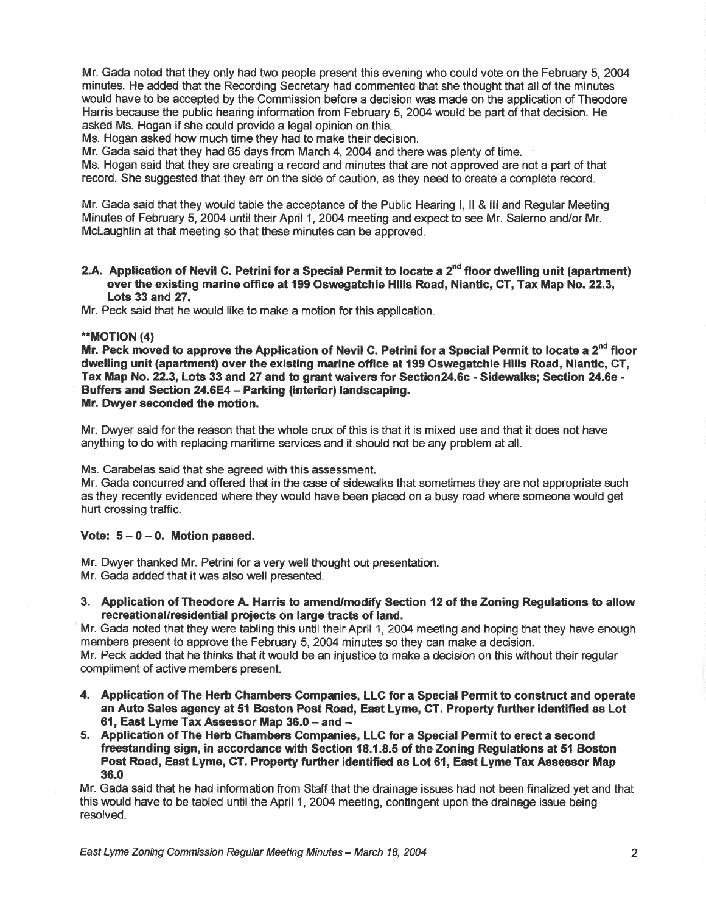Mr. Gada noted that they only had two people present this evening who could vote on the February 5, 2004 minutes. He added that the Recording Secretary had commented that she thought that all of the minutes would have to be accepted by the Commission before a decision was made on the application of Theodore Harris because the public hearing information from February 5, 2004 would be part of that decision. He asked Ms. Hogan if she could provide a legal opinion on this.

Ms. Hogan asked how much time they had to make their decision.

Mr. Gada said that they had 65 days from March 4, 2004 and there was plenty of time.

Ms. Hogan said that they are creating a record and minutes that are not approved are not a part of that record. She suggested that they err on the side of caution, as they need to create a complete record.

Mr. Gada said that they would table the acceptance of the Public Hearing I, II & III and Regular Meeting Minutes of February 5, 2004 until their April 1, 2004 meeting and expect to see Mr. Salerno and/or Mr. McLaughlin at that meeting so that these minutes can be approved.

**2.A. Application of Nevil C. Petrini for a Special Permit to locate a 2nd floor dwelling unit (apartment) over the existing marine office at 199 Oswegatchie Hills Road, Niantic, CT, Tax Map No. 22.3, Lots 33 and 27.**

Mr. Peck said that he would like to make a motion for this application.

****MOTION (4)**

**Mr. Peck moved to approve the Application of Nevil C. Petrini for a Special Permit to locate a 2nd floor dwelling unit (apartment) over the existing marine office at 199 Oswegatchie Hills Road, Niantic, CT, Tax Map No. 22.3, Lots 33 and 27 and to grant waivers for Section24.6c - Sidewalks; Section 24.6e - Buffers and Section 24.6E4 – Parking (interior) landscaping.**

**Mr. Dwyer seconded the motion.**

Mr. Dwyer said for the reason that the whole crux of this is that it is mixed use and that it does not have anything to do with replacing maritime services and it should not be any problem at all.

Ms. Carabelas said that she agreed with this assessment.

Mr. Gada concurred and offered that in the case of sidewalks that sometimes they are not appropriate such as they recently evidenced where they would have been placed on a busy road where someone would get hurt crossing traffic.

**Vote: 5 – 0 – 0. Motion passed.**

Mr. Dwyer thanked Mr. Petrini for a very well thought out presentation.

Mr. Gada added that it was also well presented.

**3. Application of Theodore A. Harris to amend/modify Section 12 of the Zoning Regulations to allow recreational/residential projects on large tracts of land.**

Mr. Gada noted that they were tabling this until their April 1, 2004 meeting and hoping that they have enough members present to approve the February 5, 2004 minutes so they can make a decision.

Mr. Peck added that he thinks that it would be an injustice to make a decision on this without their regular compliment of active members present.

**4. Application of The Herb Chambers Companies, LLC for a Special Permit to construct and operate an Auto Sales agency at 51 Boston Post Road, East Lyme, CT. Property further identified as Lot 61, East Lyme Tax Assessor Map 36.0 – and –**

**5. Application of The Herb Chambers Companies, LLC for a Special Permit to erect a second freestanding sign, in accordance with Section 18.1.8.5 of the Zoning Regulations at 51 Boston Post Road, East Lyme, CT. Property further identified as Lot 61, East Lyme Tax Assessor Map 36.0**

Mr. Gada said that he had information from Staff that the drainage issues had not been finalized yet and that this would have to be tabled until the April 1, 2004 meeting, contingent upon the drainage issue being resolved.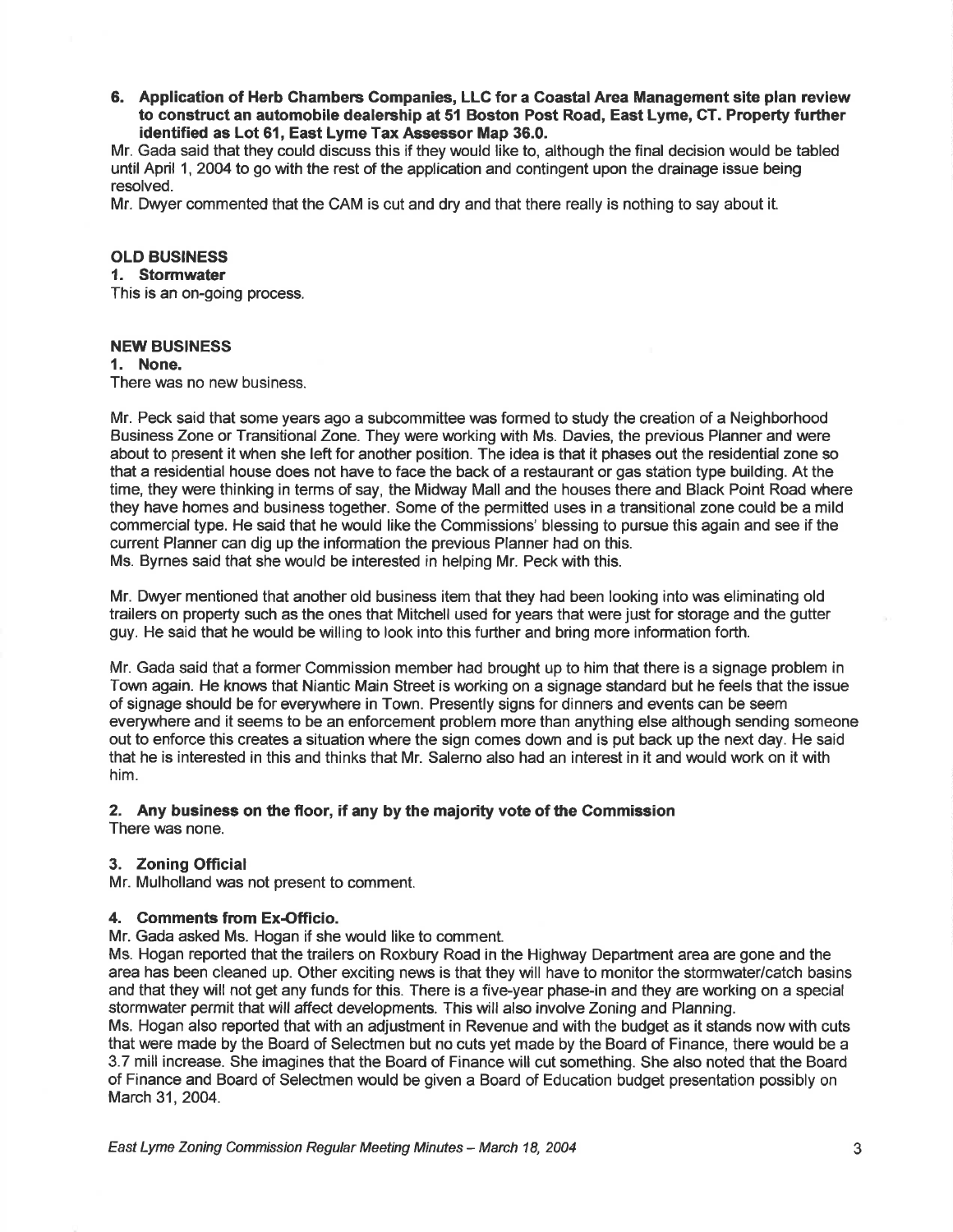**6. Application of Herb Chambers Companies, LLC for a Coastal Area Management site plan review to construct an automobile dealership at 51 Boston Post Road, East Lyme, CT. Property further identified as Lot 61, East Lyme Tax Assessor Map 36.0.**

Mr. Gada said that they could discuss this if they would like to, although the final decision would be tabled until April 1, 2004 to go with the rest of the application and contingent upon the drainage issue being resolved.

Mr. Dwyer commented that the CAM is cut and dry and that there really is nothing to say about it.

## OLD BUSINESS

**1. Stormwater**

This is an on-going process.

## NEW BUSINESS

**1. None.**

There was no new business.

Mr. Peck said that some years ago a subcommittee was formed to study the creation of a Neighborhood Business Zone or Transitional Zone. They were working with Ms. Davies, the previous Planner and were about to present it when she left for another position. The idea is that it phases out the residential zone so that a residential house does not have to face the back of a restaurant or gas station type building. At the time, they were thinking in terms of say, the Midway Mall and the houses there and Black Point Road where they have homes and business together. Some of the permitted uses in a transitional zone could be a mild commercial type. He said that he would like the Commissions' blessing to pursue this again and see if the current Planner can dig up the information the previous Planner had on this.

Ms. Byrnes said that she would be interested in helping Mr. Peck with this.

Mr. Dwyer mentioned that another old business item that they had been looking into was eliminating old trailers on property such as the ones that Mitchell used for years that were just for storage and the gutter guy. He said that he would be willing to look into this further and bring more information forth.

Mr. Gada said that a former Commission member had brought up to him that there is a signage problem in Town again. He knows that Niantic Main Street is working on a signage standard but he feels that the issue of signage should be for everywhere in Town. Presently signs for dinners and events can be seem everywhere and it seems to be an enforcement problem more than anything else although sending someone out to enforce this creates a situation where the sign comes down and is put back up the next day. He said that he is interested in this and thinks that Mr. Salerno also had an interest in it and would work on it with him.

**2. Any business on the floor, if any by the majority vote of the Commission**

There was none.

**3. Zoning Official**

Mr. Mulholland was not present to comment.

**4. Comments from Ex-Officio.**

Mr. Gada asked Ms. Hogan if she would like to comment.

Ms. Hogan reported that the trailers on Roxbury Road in the Highway Department area are gone and the area has been cleaned up. Other exciting news is that they will have to monitor the stormwater/catch basins and that they will not get any funds for this. There is a five-year phase-in and they are working on a special stormwater permit that will affect developments. This will also involve Zoning and Planning.

Ms. Hogan also reported that with an adjustment in Revenue and with the budget as it stands now with cuts that were made by the Board of Selectmen but no cuts yet made by the Board of Finance, there would be a 3.7 mill increase. She imagines that the Board of Finance will cut something. She also noted that the Board of Finance and Board of Selectmen would be given a Board of Education budget presentation possibly on March 31, 2004.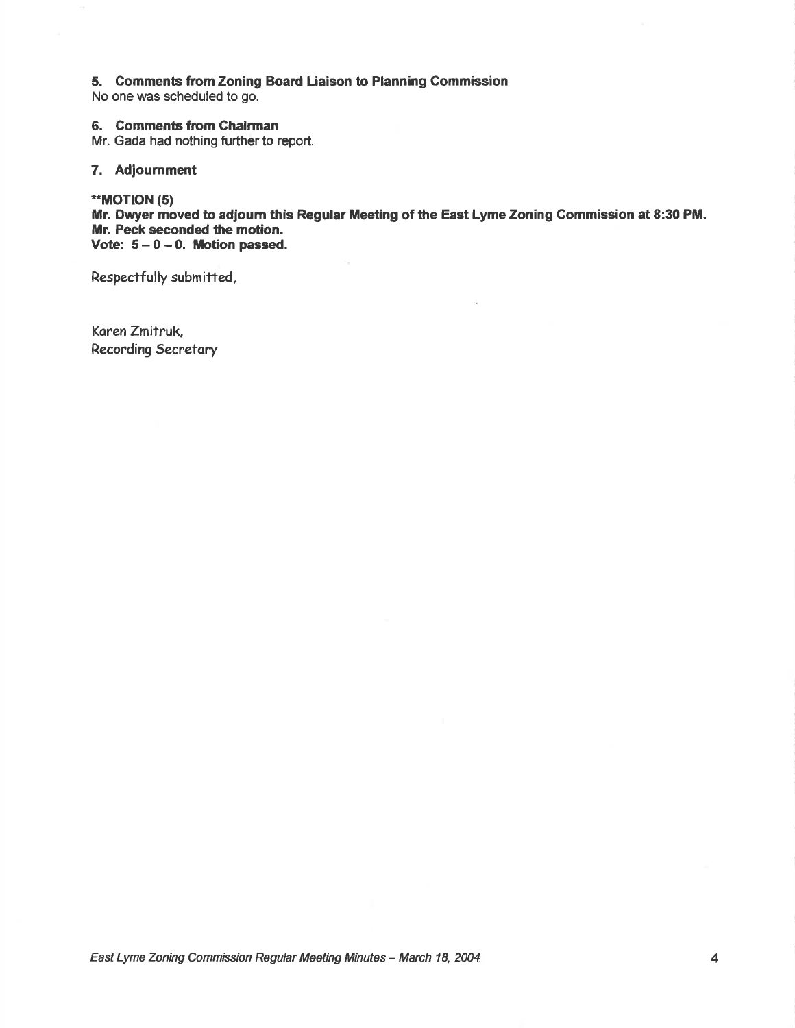**5. Comments from Zoning Board Liaison to Planning Commission**
No one was scheduled to go.

**6. Comments from Chairman**
Mr. Gada had nothing further to report.

**7. Adjournment**

****MOTION (5)**
**Mr. Dwyer moved to adjourn this Regular Meeting of the East Lyme Zoning Commission at 8:30 PM.**
**Mr. Peck seconded the motion.**
**Vote: 5 – 0 – 0. Motion passed.**

Respectfully submitted,

Karen Zmitruk,
Recording Secretary